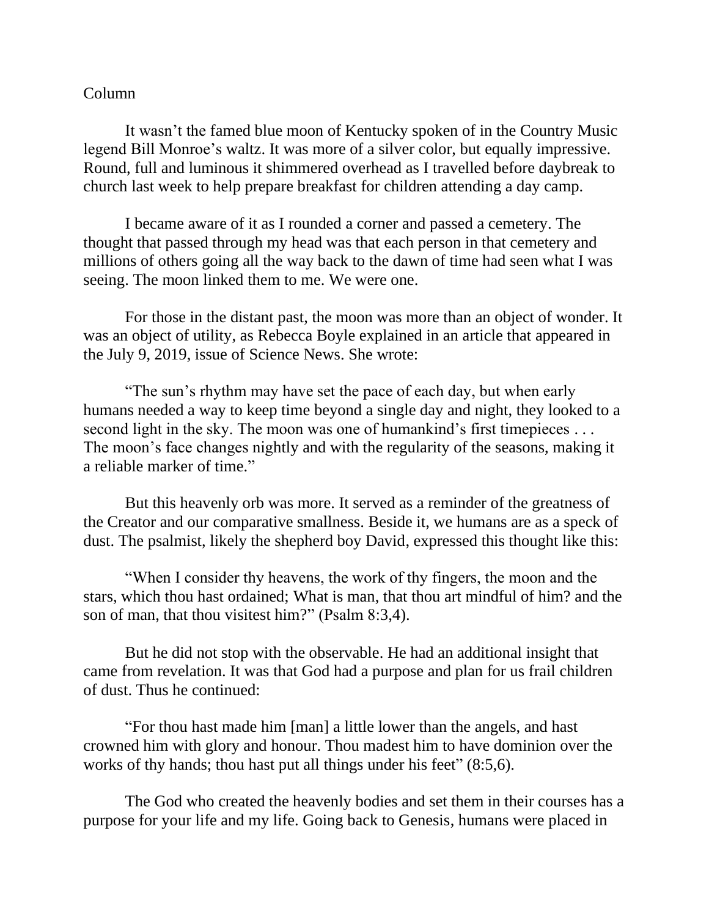Column

It wasn't the famed blue moon of Kentucky spoken of in the Country Music legend Bill Monroe's waltz. It was more of a silver color, but equally impressive. Round, full and luminous it shimmered overhead as I travelled before daybreak to church last week to help prepare breakfast for children attending a day camp.

I became aware of it as I rounded a corner and passed a cemetery. The thought that passed through my head was that each person in that cemetery and millions of others going all the way back to the dawn of time had seen what I was seeing. The moon linked them to me. We were one.

For those in the distant past, the moon was more than an object of wonder. It was an object of utility, as Rebecca Boyle explained in an article that appeared in the July 9, 2019, issue of Science News. She wrote:

"The sun's rhythm may have set the pace of each day, but when early humans needed a way to keep time beyond a single day and night, they looked to a second light in the sky. The moon was one of humankind's first timepieces . . . The moon's face changes nightly and with the regularity of the seasons, making it a reliable marker of time."

But this heavenly orb was more. It served as a reminder of the greatness of the Creator and our comparative smallness. Beside it, we humans are as a speck of dust. The psalmist, likely the shepherd boy David, expressed this thought like this:

"When I consider thy heavens, the work of thy fingers, the moon and the stars, which thou hast ordained; What is man, that thou art mindful of him? and the son of man, that thou visitest him?" (Psalm 8:3,4).

But he did not stop with the observable. He had an additional insight that came from revelation. It was that God had a purpose and plan for us frail children of dust. Thus he continued:

"For thou hast made him [man] a little lower than the angels, and hast crowned him with glory and honour. Thou madest him to have dominion over the works of thy hands; thou hast put all things under his feet" (8:5,6).

The God who created the heavenly bodies and set them in their courses has a purpose for your life and my life. Going back to Genesis, humans were placed in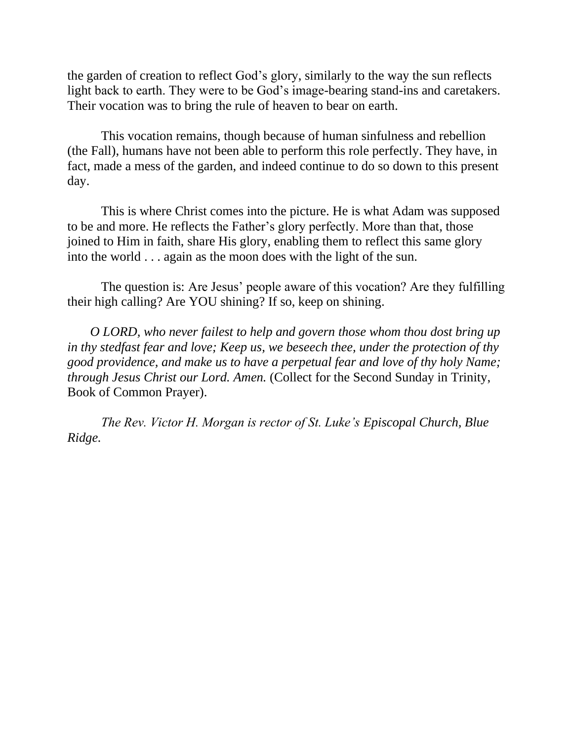the garden of creation to reflect God's glory, similarly to the way the sun reflects light back to earth. They were to be God's image-bearing stand-ins and caretakers. Their vocation was to bring the rule of heaven to bear on earth.

This vocation remains, though because of human sinfulness and rebellion (the Fall), humans have not been able to perform this role perfectly. They have, in fact, made a mess of the garden, and indeed continue to do so down to this present day.

This is where Christ comes into the picture. He is what Adam was supposed to be and more. He reflects the Father's glory perfectly. More than that, those joined to Him in faith, share His glory, enabling them to reflect this same glory into the world . . . again as the moon does with the light of the sun.

The question is: Are Jesus' people aware of this vocation? Are they fulfilling their high calling? Are YOU shining? If so, keep on shining.

*O LORD, who never failest to help and govern those whom thou dost bring up in thy stedfast fear and love; Keep us, we beseech thee, under the protection of thy good providence, and make us to have a perpetual fear and love of thy holy Name; through Jesus Christ our Lord. Amen.* (Collect for the Second Sunday in Trinity, Book of Common Prayer).

*The Rev. Victor H. Morgan is rector of St. Luke's Episcopal Church, Blue Ridge.*